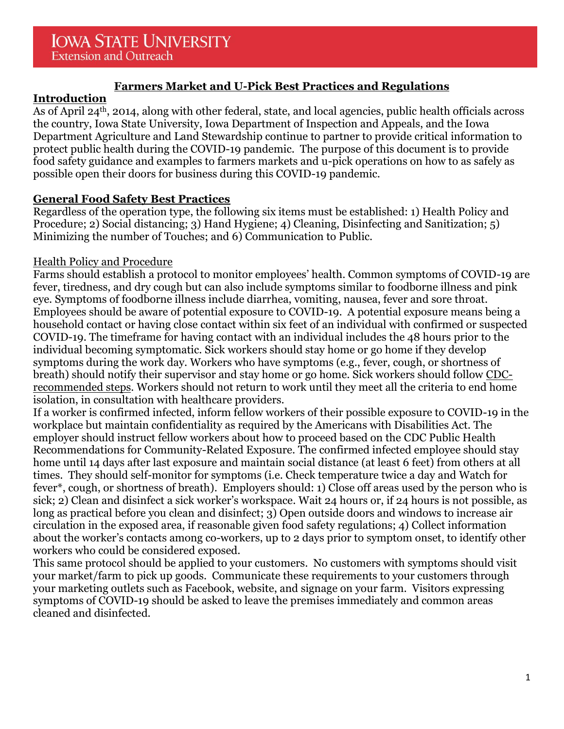**Iowa State University**
Extension and Outreach

# Farmers Market and U-Pick Best Practices and Regulations

## Introduction

As of April 24th, 2014, along with other federal, state, and local agencies, public health officials across the country, Iowa State University, Iowa Department of Inspection and Appeals, and the Iowa Department Agriculture and Land Stewardship continue to partner to provide critical information to protect public health during the COVID-19 pandemic. The purpose of this document is to provide food safety guidance and examples to farmers markets and u-pick operations on how to as safely as possible open their doors for business during this COVID-19 pandemic.

## General Food Safety Best Practices

Regardless of the operation type, the following six items must be established: 1) Health Policy and Procedure; 2) Social distancing; 3) Hand Hygiene; 4) Cleaning, Disinfecting and Sanitization; 5) Minimizing the number of Touches; and 6) Communication to Public.

### Health Policy and Procedure

Farms should establish a protocol to monitor employees' health. Common symptoms of COVID-19 are fever, tiredness, and dry cough but can also include symptoms similar to foodborne illness and pink eye. Symptoms of foodborne illness include diarrhea, vomiting, nausea, fever and sore throat. Employees should be aware of potential exposure to COVID-19. A potential exposure means being a household contact or having close contact within six feet of an individual with confirmed or suspected COVID-19. The timeframe for having contact with an individual includes the 48 hours prior to the individual becoming symptomatic. Sick workers should stay home or go home if they develop symptoms during the work day. Workers who have symptoms (e.g., fever, cough, or shortness of breath) should notify their supervisor and stay home or go home. Sick workers should follow CDC-recommended steps. Workers should not return to work until they meet all the criteria to end home isolation, in consultation with healthcare providers.

If a worker is confirmed infected, inform fellow workers of their possible exposure to COVID-19 in the workplace but maintain confidentiality as required by the Americans with Disabilities Act. The employer should instruct fellow workers about how to proceed based on the CDC Public Health Recommendations for Community-Related Exposure. The confirmed infected employee should stay home until 14 days after last exposure and maintain social distance (at least 6 feet) from others at all times. They should self-monitor for symptoms (i.e. Check temperature twice a day and Watch for fever*, cough, or shortness of breath). Employers should: 1) Close off areas used by the person who is sick; 2) Clean and disinfect a sick worker's workspace. Wait 24 hours or, if 24 hours is not possible, as long as practical before you clean and disinfect; 3) Open outside doors and windows to increase air circulation in the exposed area, if reasonable given food safety regulations; 4) Collect information about the worker's contacts among co-workers, up to 2 days prior to symptom onset, to identify other workers who could be considered exposed.

This same protocol should be applied to your customers. No customers with symptoms should visit your market/farm to pick up goods. Communicate these requirements to your customers through your marketing outlets such as Facebook, website, and signage on your farm. Visitors expressing symptoms of COVID-19 should be asked to leave the premises immediately and common areas cleaned and disinfected.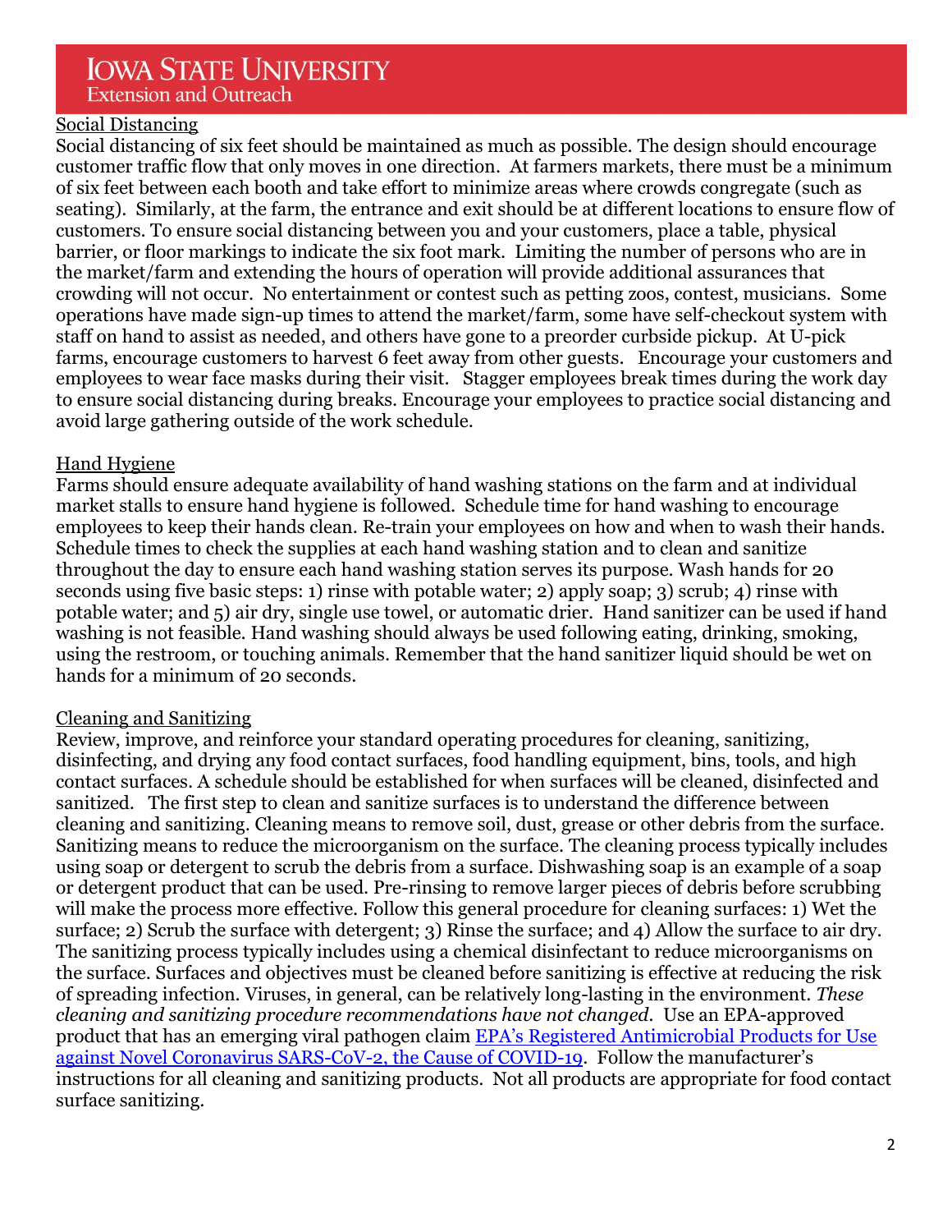## Social Distancing

Social distancing of six feet should be maintained as much as possible. The design should encourage customer traffic flow that only moves in one direction. At farmers markets, there must be a minimum of six feet between each booth and take effort to minimize areas where crowds congregate (such as seating). Similarly, at the farm, the entrance and exit should be at different locations to ensure flow of customers. To ensure social distancing between you and your customers, place a table, physical barrier, or floor markings to indicate the six foot mark. Limiting the number of persons who are in the market/farm and extending the hours of operation will provide additional assurances that crowding will not occur. No entertainment or contest such as petting zoos, contest, musicians. Some operations have made sign-up times to attend the market/farm, some have self-checkout system with staff on hand to assist as needed, and others have gone to a preorder curbside pickup. At U-pick farms, encourage customers to harvest 6 feet away from other guests. Encourage your customers and employees to wear face masks during their visit. Stagger employees break times during the work day to ensure social distancing during breaks. Encourage your employees to practice social distancing and avoid large gathering outside of the work schedule.

## Hand Hygiene

Farms should ensure adequate availability of hand washing stations on the farm and at individual market stalls to ensure hand hygiene is followed. Schedule time for hand washing to encourage employees to keep their hands clean. Re-train your employees on how and when to wash their hands. Schedule times to check the supplies at each hand washing station and to clean and sanitize throughout the day to ensure each hand washing station serves its purpose. Wash hands for 20 seconds using five basic steps: 1) rinse with potable water; 2) apply soap; 3) scrub; 4) rinse with potable water; and 5) air dry, single use towel, or automatic drier. Hand sanitizer can be used if hand washing is not feasible. Hand washing should always be used following eating, drinking, smoking, using the restroom, or touching animals. Remember that the hand sanitizer liquid should be wet on hands for a minimum of 20 seconds.

## Cleaning and Sanitizing

Review, improve, and reinforce your standard operating procedures for cleaning, sanitizing, disinfecting, and drying any food contact surfaces, food handling equipment, bins, tools, and high contact surfaces. A schedule should be established for when surfaces will be cleaned, disinfected and sanitized. The first step to clean and sanitize surfaces is to understand the difference between cleaning and sanitizing. Cleaning means to remove soil, dust, grease or other debris from the surface. Sanitizing means to reduce the microorganism on the surface. The cleaning process typically includes using soap or detergent to scrub the debris from a surface. Dishwashing soap is an example of a soap or detergent product that can be used. Pre-rinsing to remove larger pieces of debris before scrubbing will make the process more effective. Follow this general procedure for cleaning surfaces: 1) Wet the surface; 2) Scrub the surface with detergent; 3) Rinse the surface; and 4) Allow the surface to air dry. The sanitizing process typically includes using a chemical disinfectant to reduce microorganisms on the surface. Surfaces and objectives must be cleaned before sanitizing is effective at reducing the risk of spreading infection. Viruses, in general, can be relatively long-lasting in the environment. *These cleaning and sanitizing procedure recommendations have not changed.* Use an EPA-approved product that has an emerging viral pathogen claim [EPA's Registered Antimicrobial Products for Use against Novel Coronavirus SARS-CoV-2, the Cause of COVID-19]. Follow the manufacturer's instructions for all cleaning and sanitizing products. Not all products are appropriate for food contact surface sanitizing.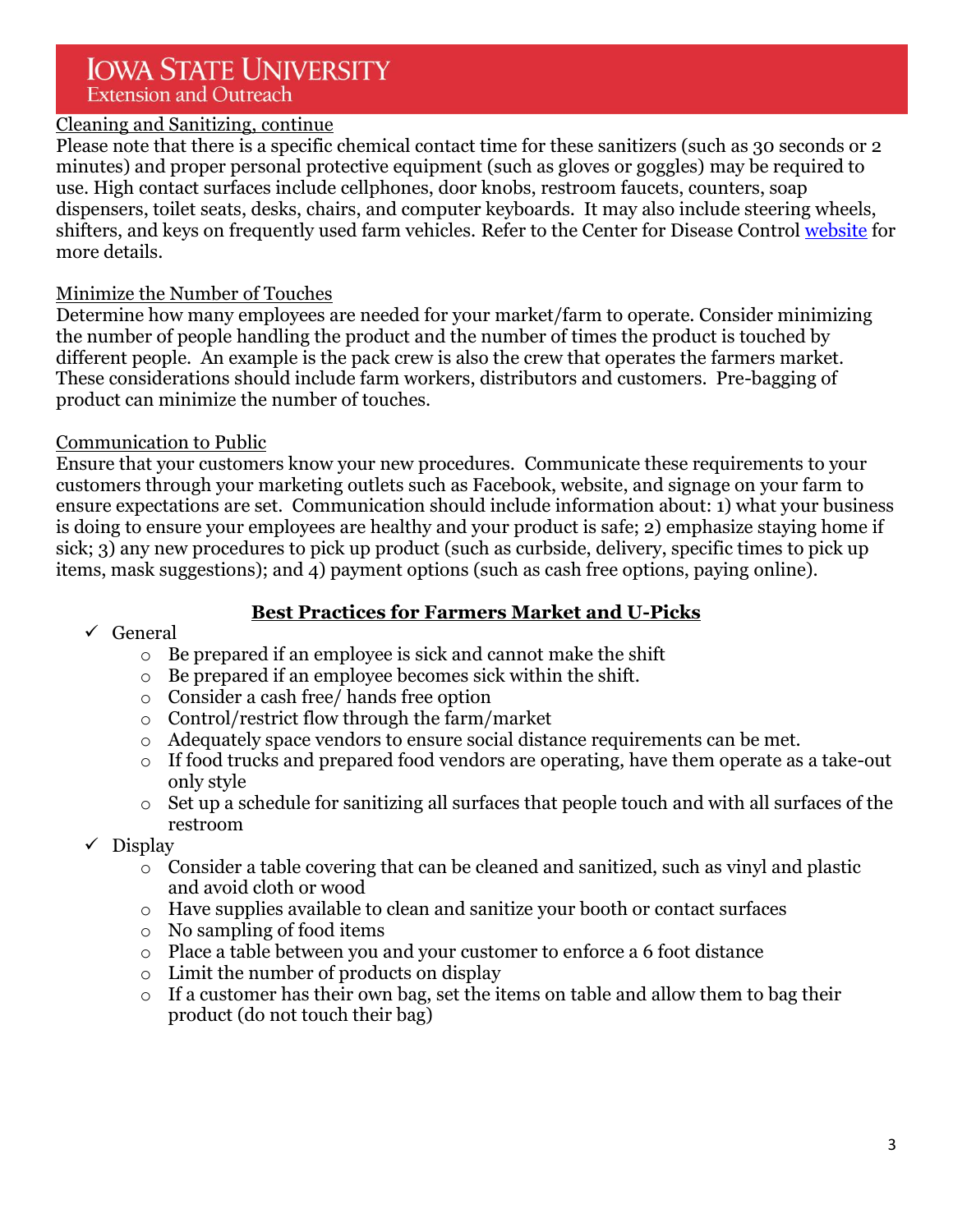<u>Cleaning and Sanitizing, continue</u>

Please note that there is a specific chemical contact time for these sanitizers (such as 30 seconds or 2 minutes) and proper personal protective equipment (such as gloves or goggles) may be required to use. High contact surfaces include cellphones, door knobs, restroom faucets, counters, soap dispensers, toilet seats, desks, chairs, and computer keyboards. It may also include steering wheels, shifters, and keys on frequently used farm vehicles. Refer to the Center for Disease Control website for more details.

<u>Minimize the Number of Touches</u>

Determine how many employees are needed for your market/farm to operate. Consider minimizing the number of people handling the product and the number of times the product is touched by different people. An example is the pack crew is also the crew that operates the farmers market. These considerations should include farm workers, distributors and customers. Pre-bagging of product can minimize the number of touches.

<u>Communication to Public</u>

Ensure that your customers know your new procedures. Communicate these requirements to your customers through your marketing outlets such as Facebook, website, and signage on your farm to ensure expectations are set. Communication should include information about: 1) what your business is doing to ensure your employees are healthy and your product is safe; 2) emphasize staying home if sick; 3) any new procedures to pick up product (such as curbside, delivery, specific times to pick up items, mask suggestions); and 4) payment options (such as cash free options, paying online).

## Best Practices for Farmers Market and U-Picks

- ✓ General
  - Be prepared if an employee is sick and cannot make the shift
  - Be prepared if an employee becomes sick within the shift.
  - Consider a cash free/ hands free option
  - Control/restrict flow through the farm/market
  - Adequately space vendors to ensure social distance requirements can be met.
  - If food trucks and prepared food vendors are operating, have them operate as a take-out only style
  - Set up a schedule for sanitizing all surfaces that people touch and with all surfaces of the restroom
- ✓ Display
  - Consider a table covering that can be cleaned and sanitized, such as vinyl and plastic and avoid cloth or wood
  - Have supplies available to clean and sanitize your booth or contact surfaces
  - No sampling of food items
  - Place a table between you and your customer to enforce a 6 foot distance
  - Limit the number of products on display
  - If a customer has their own bag, set the items on table and allow them to bag their product (do not touch their bag)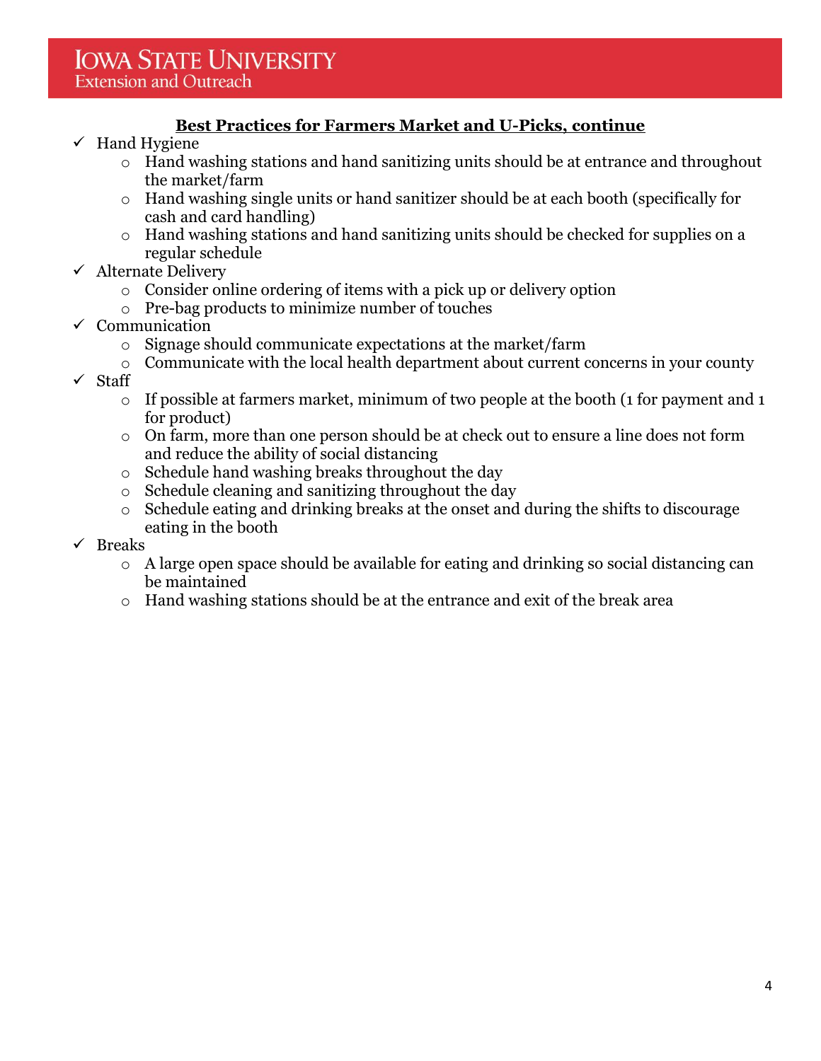**Best Practices for Farmers Market and U-Picks, continue**

- ✓ Hand Hygiene
  - Hand washing stations and hand sanitizing units should be at entrance and throughout the market/farm
  - Hand washing single units or hand sanitizer should be at each booth (specifically for cash and card handling)
  - Hand washing stations and hand sanitizing units should be checked for supplies on a regular schedule
- ✓ Alternate Delivery
  - Consider online ordering of items with a pick up or delivery option
  - Pre-bag products to minimize number of touches
- ✓ Communication
  - Signage should communicate expectations at the market/farm
  - Communicate with the local health department about current concerns in your county
- ✓ Staff
  - If possible at farmers market, minimum of two people at the booth (1 for payment and 1 for product)
  - On farm, more than one person should be at check out to ensure a line does not form and reduce the ability of social distancing
  - Schedule hand washing breaks throughout the day
  - Schedule cleaning and sanitizing throughout the day
  - Schedule eating and drinking breaks at the onset and during the shifts to discourage eating in the booth
- ✓ Breaks
  - A large open space should be available for eating and drinking so social distancing can be maintained
  - Hand washing stations should be at the entrance and exit of the break area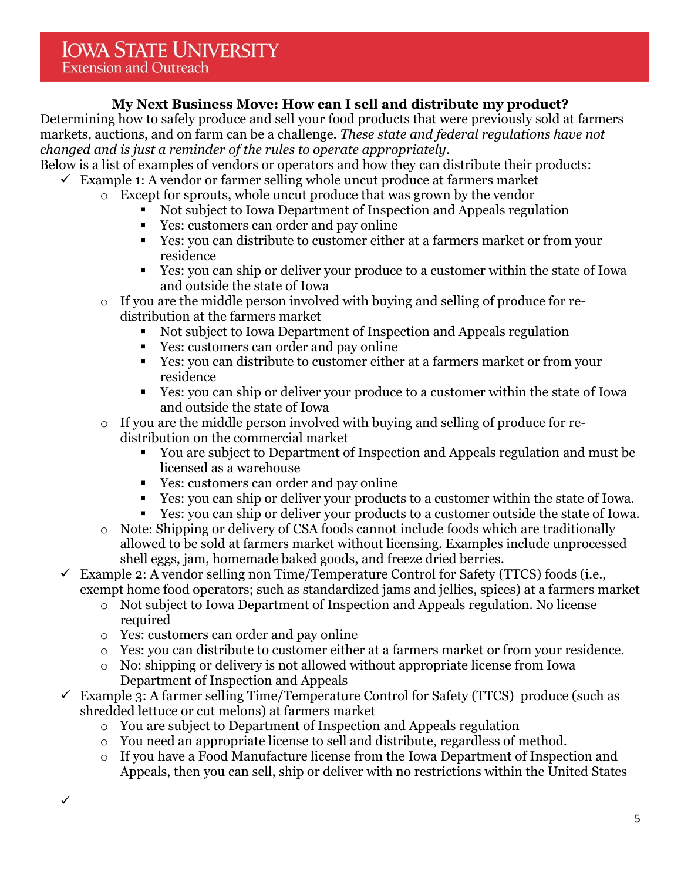## My Next Business Move: How can I sell and distribute my product?

Determining how to safely produce and sell your food products that were previously sold at farmers markets, auctions, and on farm can be a challenge. *These state and federal regulations have not changed and is just a reminder of the rules to operate appropriately*.

Below is a list of examples of vendors or operators and how they can distribute their products:

- ✓ Example 1: A vendor or farmer selling whole uncut produce at farmers market
  - Except for sprouts, whole uncut produce that was grown by the vendor
    - Not subject to Iowa Department of Inspection and Appeals regulation
    - Yes: customers can order and pay online
    - Yes: you can distribute to customer either at a farmers market or from your residence
    - Yes: you can ship or deliver your produce to a customer within the state of Iowa and outside the state of Iowa
  - If you are the middle person involved with buying and selling of produce for re-distribution at the farmers market
    - Not subject to Iowa Department of Inspection and Appeals regulation
    - Yes: customers can order and pay online
    - Yes: you can distribute to customer either at a farmers market or from your residence
    - Yes: you can ship or deliver your produce to a customer within the state of Iowa and outside the state of Iowa
  - If you are the middle person involved with buying and selling of produce for re-distribution on the commercial market
    - You are subject to Department of Inspection and Appeals regulation and must be licensed as a warehouse
    - Yes: customers can order and pay online
    - Yes: you can ship or deliver your products to a customer within the state of Iowa.
    - Yes: you can ship or deliver your products to a customer outside the state of Iowa.
  - Note: Shipping or delivery of CSA foods cannot include foods which are traditionally allowed to be sold at farmers market without licensing. Examples include unprocessed shell eggs, jam, homemade baked goods, and freeze dried berries.
- ✓ Example 2: A vendor selling non Time/Temperature Control for Safety (TTCS) foods (i.e., exempt home food operators; such as standardized jams and jellies, spices) at a farmers market
  - Not subject to Iowa Department of Inspection and Appeals regulation. No license required
  - Yes: customers can order and pay online
  - Yes: you can distribute to customer either at a farmers market or from your residence.
  - No: shipping or delivery is not allowed without appropriate license from Iowa Department of Inspection and Appeals
- ✓ Example 3: A farmer selling Time/Temperature Control for Safety (TTCS) produce (such as shredded lettuce or cut melons) at farmers market
  - You are subject to Department of Inspection and Appeals regulation
  - You need an appropriate license to sell and distribute, regardless of method.
  - If you have a Food Manufacture license from the Iowa Department of Inspection and Appeals, then you can sell, ship or deliver with no restrictions within the United States
- ✓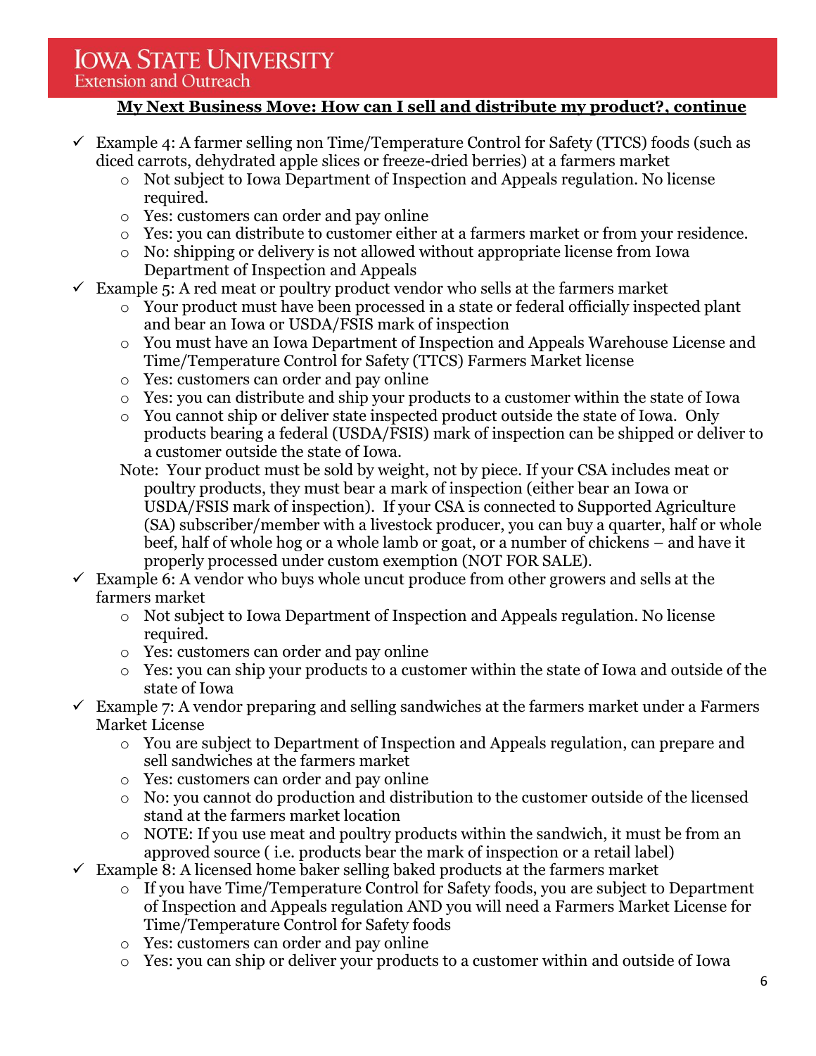**My Next Business Move: How can I sell and distribute my product?, continue**

- ✓ Example 4: A farmer selling non Time/Temperature Control for Safety (TTCS) foods (such as diced carrots, dehydrated apple slices or freeze-dried berries) at a farmers market
  - Not subject to Iowa Department of Inspection and Appeals regulation. No license required.
  - Yes: customers can order and pay online
  - Yes: you can distribute to customer either at a farmers market or from your residence.
  - No: shipping or delivery is not allowed without appropriate license from Iowa Department of Inspection and Appeals
- ✓ Example 5: A red meat or poultry product vendor who sells at the farmers market
  - Your product must have been processed in a state or federal officially inspected plant and bear an Iowa or USDA/FSIS mark of inspection
  - You must have an Iowa Department of Inspection and Appeals Warehouse License and Time/Temperature Control for Safety (TTCS) Farmers Market license
  - Yes: customers can order and pay online
  - Yes: you can distribute and ship your products to a customer within the state of Iowa
  - You cannot ship or deliver state inspected product outside the state of Iowa. Only products bearing a federal (USDA/FSIS) mark of inspection can be shipped or deliver to a customer outside the state of Iowa.

  Note: Your product must be sold by weight, not by piece. If your CSA includes meat or poultry products, they must bear a mark of inspection (either bear an Iowa or USDA/FSIS mark of inspection). If your CSA is connected to Supported Agriculture (SA) subscriber/member with a livestock producer, you can buy a quarter, half or whole beef, half of whole hog or a whole lamb or goat, or a number of chickens – and have it properly processed under custom exemption (NOT FOR SALE).
- ✓ Example 6: A vendor who buys whole uncut produce from other growers and sells at the farmers market
  - Not subject to Iowa Department of Inspection and Appeals regulation. No license required.
  - Yes: customers can order and pay online
  - Yes: you can ship your products to a customer within the state of Iowa and outside of the state of Iowa
- ✓ Example 7: A vendor preparing and selling sandwiches at the farmers market under a Farmers Market License
  - You are subject to Department of Inspection and Appeals regulation, can prepare and sell sandwiches at the farmers market
  - Yes: customers can order and pay online
  - No: you cannot do production and distribution to the customer outside of the licensed stand at the farmers market location
  - NOTE: If you use meat and poultry products within the sandwich, it must be from an approved source ( i.e. products bear the mark of inspection or a retail label)
- ✓ Example 8: A licensed home baker selling baked products at the farmers market
  - If you have Time/Temperature Control for Safety foods, you are subject to Department of Inspection and Appeals regulation AND you will need a Farmers Market License for Time/Temperature Control for Safety foods
  - Yes: customers can order and pay online
  - Yes: you can ship or deliver your products to a customer within and outside of Iowa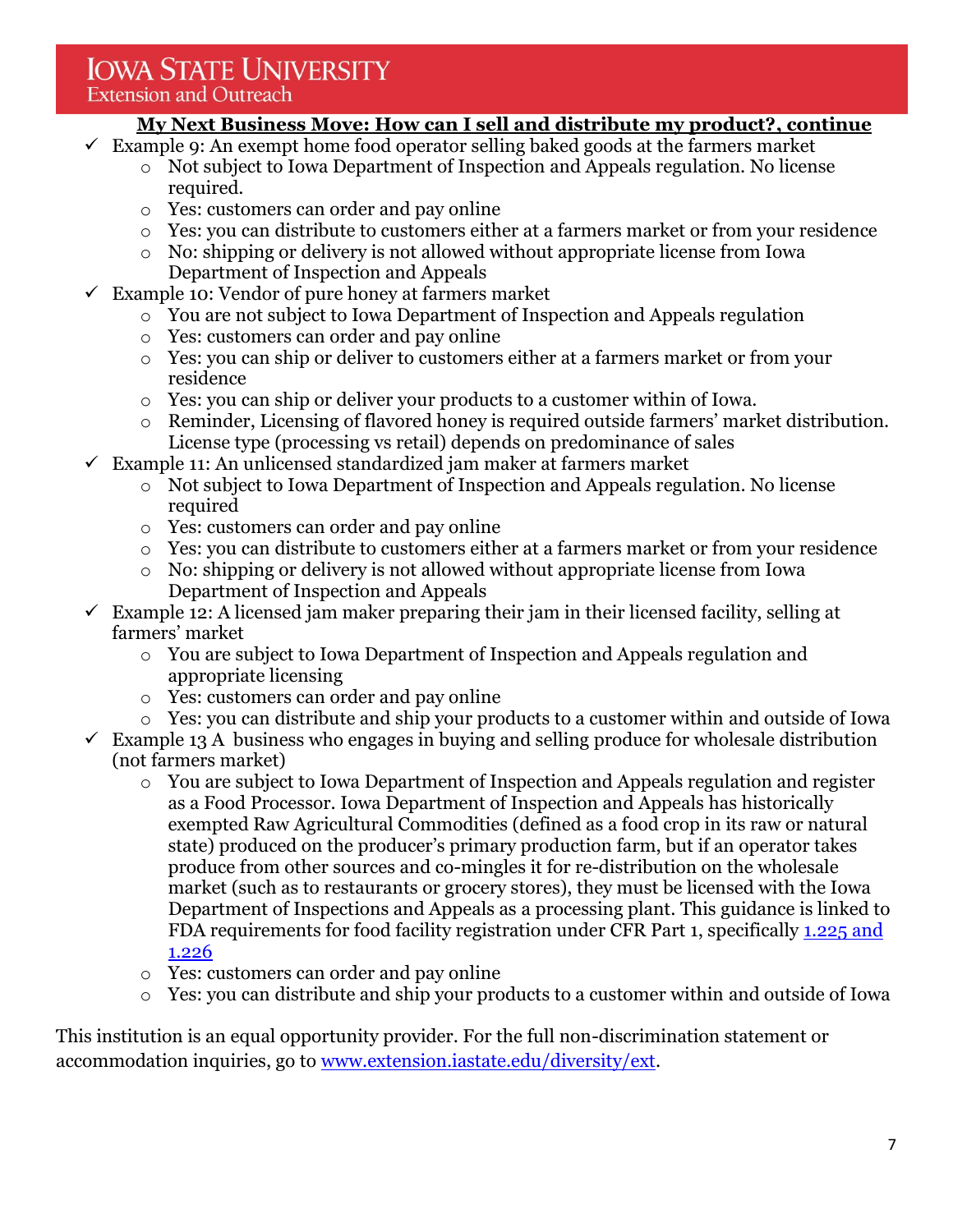**My Next Business Move: How can I sell and distribute my product?, continue**

- ✓ Example 9: An exempt home food operator selling baked goods at the farmers market
  - Not subject to Iowa Department of Inspection and Appeals regulation. No license required.
  - Yes: customers can order and pay online
  - Yes: you can distribute to customers either at a farmers market or from your residence
  - No: shipping or delivery is not allowed without appropriate license from Iowa Department of Inspection and Appeals
- ✓ Example 10: Vendor of pure honey at farmers market
  - You are not subject to Iowa Department of Inspection and Appeals regulation
  - Yes: customers can order and pay online
  - Yes: you can ship or deliver to customers either at a farmers market or from your residence
  - Yes: you can ship or deliver your products to a customer within of Iowa.
  - Reminder, Licensing of flavored honey is required outside farmers' market distribution. License type (processing vs retail) depends on predominance of sales
- ✓ Example 11: An unlicensed standardized jam maker at farmers market
  - Not subject to Iowa Department of Inspection and Appeals regulation. No license required
  - Yes: customers can order and pay online
  - Yes: you can distribute to customers either at a farmers market or from your residence
  - No: shipping or delivery is not allowed without appropriate license from Iowa Department of Inspection and Appeals
- ✓ Example 12: A licensed jam maker preparing their jam in their licensed facility, selling at farmers' market
  - You are subject to Iowa Department of Inspection and Appeals regulation and appropriate licensing
  - Yes: customers can order and pay online
  - Yes: you can distribute and ship your products to a customer within and outside of Iowa
- ✓ Example 13 A business who engages in buying and selling produce for wholesale distribution (not farmers market)
  - You are subject to Iowa Department of Inspection and Appeals regulation and register as a Food Processor. Iowa Department of Inspection and Appeals has historically exempted Raw Agricultural Commodities (defined as a food crop in its raw or natural state) produced on the producer's primary production farm, but if an operator takes produce from other sources and co-mingles it for re-distribution on the wholesale market (such as to restaurants or grocery stores), they must be licensed with the Iowa Department of Inspections and Appeals as a processing plant. This guidance is linked to FDA requirements for food facility registration under CFR Part 1, specifically 1.225 and 1.226
  - Yes: customers can order and pay online
  - Yes: you can distribute and ship your products to a customer within and outside of Iowa

This institution is an equal opportunity provider. For the full non-discrimination statement or accommodation inquiries, go to www.extension.iastate.edu/diversity/ext.